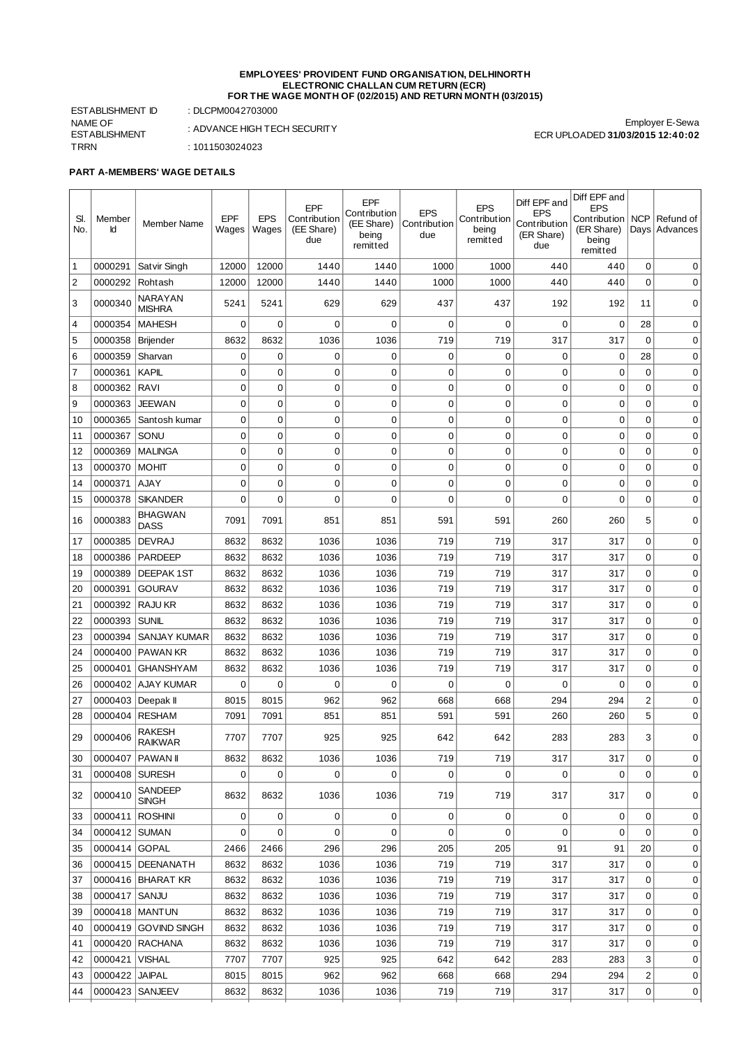**EMPLOYEES' PROVIDENT FUND ORGANISATION, DELHINORTH**
**ELECTRONIC CHALLAN CUM RETURN (ECR)**
**FOR THE WAGE MONTH OF (02/2015) AND RETURN MONTH (03/2015)**

ESTABLISHMENT ID : DLCPM0042703000
NAME OF ESTABLISHMENT : ADVANCE HIGH TECH SECURITY
TRRN : 1011503024023

Employer E-Sewa
ECR UPLOADED **31/03/2015 12:40:02**

**PART A-MEMBERS' WAGE DETAILS**

| Sl. No. | Member Id | Member Name | EPF Wages | EPS Wages | EPF Contribution (EE Share) due | EPF Contribution (EE Share) being remitted | EPS Contribution due | EPS Contribution being remitted | Diff EPF and EPS Contribution (ER Share) due | Diff EPF and EPS Contribution (ER Share) being remitted | NCP Days | Refund of Advances |
|---|---|---|---|---|---|---|---|---|---|---|---|---|
| 1 | 0000291 | Satvir Singh | 12000 | 12000 | 1440 | 1440 | 1000 | 1000 | 440 | 440 | 0 | 0 |
| 2 | 0000292 | Rohtash | 12000 | 12000 | 1440 | 1440 | 1000 | 1000 | 440 | 440 | 0 | 0 |
| 3 | 0000340 | NARAYAN MISHRA | 5241 | 5241 | 629 | 629 | 437 | 437 | 192 | 192 | 11 | 0 |
| 4 | 0000354 | MAHESH | 0 | 0 | 0 | 0 | 0 | 0 | 0 | 0 | 28 | 0 |
| 5 | 0000358 | Brijender | 8632 | 8632 | 1036 | 1036 | 719 | 719 | 317 | 317 | 0 | 0 |
| 6 | 0000359 | Sharvan | 0 | 0 | 0 | 0 | 0 | 0 | 0 | 0 | 28 | 0 |
| 7 | 0000361 | KAPIL | 0 | 0 | 0 | 0 | 0 | 0 | 0 | 0 | 0 | 0 |
| 8 | 0000362 | RAVI | 0 | 0 | 0 | 0 | 0 | 0 | 0 | 0 | 0 | 0 |
| 9 | 0000363 | JEEWAN | 0 | 0 | 0 | 0 | 0 | 0 | 0 | 0 | 0 | 0 |
| 10 | 0000365 | Santosh kumar | 0 | 0 | 0 | 0 | 0 | 0 | 0 | 0 | 0 | 0 |
| 11 | 0000367 | SONU | 0 | 0 | 0 | 0 | 0 | 0 | 0 | 0 | 0 | 0 |
| 12 | 0000369 | MALINGA | 0 | 0 | 0 | 0 | 0 | 0 | 0 | 0 | 0 | 0 |
| 13 | 0000370 | MOHIT | 0 | 0 | 0 | 0 | 0 | 0 | 0 | 0 | 0 | 0 |
| 14 | 0000371 | AJAY | 0 | 0 | 0 | 0 | 0 | 0 | 0 | 0 | 0 | 0 |
| 15 | 0000378 | SIKANDER | 0 | 0 | 0 | 0 | 0 | 0 | 0 | 0 | 0 | 0 |
| 16 | 0000383 | BHAGWAN DASS | 7091 | 7091 | 851 | 851 | 591 | 591 | 260 | 260 | 5 | 0 |
| 17 | 0000385 | DEVRAJ | 8632 | 8632 | 1036 | 1036 | 719 | 719 | 317 | 317 | 0 | 0 |
| 18 | 0000386 | PARDEEP | 8632 | 8632 | 1036 | 1036 | 719 | 719 | 317 | 317 | 0 | 0 |
| 19 | 0000389 | DEEPAK 1ST | 8632 | 8632 | 1036 | 1036 | 719 | 719 | 317 | 317 | 0 | 0 |
| 20 | 0000391 | GOURAV | 8632 | 8632 | 1036 | 1036 | 719 | 719 | 317 | 317 | 0 | 0 |
| 21 | 0000392 | RAJU KR | 8632 | 8632 | 1036 | 1036 | 719 | 719 | 317 | 317 | 0 | 0 |
| 22 | 0000393 | SUNIL | 8632 | 8632 | 1036 | 1036 | 719 | 719 | 317 | 317 | 0 | 0 |
| 23 | 0000394 | SANJAY KUMAR | 8632 | 8632 | 1036 | 1036 | 719 | 719 | 317 | 317 | 0 | 0 |
| 24 | 0000400 | PAWAN KR | 8632 | 8632 | 1036 | 1036 | 719 | 719 | 317 | 317 | 0 | 0 |
| 25 | 0000401 | GHANSHYAM | 8632 | 8632 | 1036 | 1036 | 719 | 719 | 317 | 317 | 0 | 0 |
| 26 | 0000402 | AJAY KUMAR | 0 | 0 | 0 | 0 | 0 | 0 | 0 | 0 | 0 | 0 |
| 27 | 0000403 | Deepak II | 8015 | 8015 | 962 | 962 | 668 | 668 | 294 | 294 | 2 | 0 |
| 28 | 0000404 | RESHAM | 7091 | 7091 | 851 | 851 | 591 | 591 | 260 | 260 | 5 | 0 |
| 29 | 0000406 | RAKESH RAIKWAR | 7707 | 7707 | 925 | 925 | 642 | 642 | 283 | 283 | 3 | 0 |
| 30 | 0000407 | PAWAN II | 8632 | 8632 | 1036 | 1036 | 719 | 719 | 317 | 317 | 0 | 0 |
| 31 | 0000408 | SURESH | 0 | 0 | 0 | 0 | 0 | 0 | 0 | 0 | 0 | 0 |
| 32 | 0000410 | SANDEEP SINGH | 8632 | 8632 | 1036 | 1036 | 719 | 719 | 317 | 317 | 0 | 0 |
| 33 | 0000411 | ROSHINI | 0 | 0 | 0 | 0 | 0 | 0 | 0 | 0 | 0 | 0 |
| 34 | 0000412 | SUMAN | 0 | 0 | 0 | 0 | 0 | 0 | 0 | 0 | 0 | 0 |
| 35 | 0000414 | GOPAL | 2466 | 2466 | 296 | 296 | 205 | 205 | 91 | 91 | 20 | 0 |
| 36 | 0000415 | DEENANATH | 8632 | 8632 | 1036 | 1036 | 719 | 719 | 317 | 317 | 0 | 0 |
| 37 | 0000416 | BHARAT KR | 8632 | 8632 | 1036 | 1036 | 719 | 719 | 317 | 317 | 0 | 0 |
| 38 | 0000417 | SANJU | 8632 | 8632 | 1036 | 1036 | 719 | 719 | 317 | 317 | 0 | 0 |
| 39 | 0000418 | MANTUN | 8632 | 8632 | 1036 | 1036 | 719 | 719 | 317 | 317 | 0 | 0 |
| 40 | 0000419 | GOVIND SINGH | 8632 | 8632 | 1036 | 1036 | 719 | 719 | 317 | 317 | 0 | 0 |
| 41 | 0000420 | RACHANA | 8632 | 8632 | 1036 | 1036 | 719 | 719 | 317 | 317 | 0 | 0 |
| 42 | 0000421 | VISHAL | 7707 | 7707 | 925 | 925 | 642 | 642 | 283 | 283 | 3 | 0 |
| 43 | 0000422 | JAIPAL | 8015 | 8015 | 962 | 962 | 668 | 668 | 294 | 294 | 2 | 0 |
| 44 | 0000423 | SANJEEV | 8632 | 8632 | 1036 | 1036 | 719 | 719 | 317 | 317 | 0 | 0 |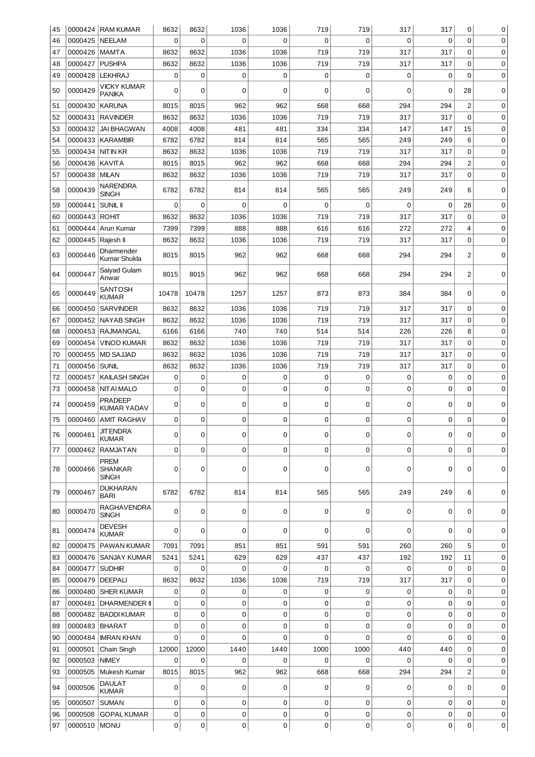| 45 | 0000424 | RAM KUMAR | 8632 | 8632 | 1036 | 1036 | 719 | 719 | 317 | 317 | 0 | 0 |
|---|---|---|---|---|---|---|---|---|---|---|---|---|
| 46 | 0000425 | NEELAM | 0 | 0 | 0 | 0 | 0 | 0 | 0 | 0 | 0 | 0 |
| 47 | 0000426 | MAMTA | 8632 | 8632 | 1036 | 1036 | 719 | 719 | 317 | 317 | 0 | 0 |
| 48 | 0000427 | PUSHPA | 8632 | 8632 | 1036 | 1036 | 719 | 719 | 317 | 317 | 0 | 0 |
| 49 | 0000428 | LEKHRAJ | 0 | 0 | 0 | 0 | 0 | 0 | 0 | 0 | 0 | 0 |
| 50 | 0000429 | VICKY KUMAR PANIKA | 0 | 0 | 0 | 0 | 0 | 0 | 0 | 0 | 28 | 0 |
| 51 | 0000430 | KARUNA | 8015 | 8015 | 962 | 962 | 668 | 668 | 294 | 294 | 2 | 0 |
| 52 | 0000431 | RAVINDER | 8632 | 8632 | 1036 | 1036 | 719 | 719 | 317 | 317 | 0 | 0 |
| 53 | 0000432 | JAI BHAGWAN | 4008 | 4008 | 481 | 481 | 334 | 334 | 147 | 147 | 15 | 0 |
| 54 | 0000433 | KARAMBIR | 6782 | 6782 | 814 | 814 | 565 | 565 | 249 | 249 | 6 | 0 |
| 55 | 0000434 | NITIN KR | 8632 | 8632 | 1036 | 1036 | 719 | 719 | 317 | 317 | 0 | 0 |
| 56 | 0000436 | KAVITA | 8015 | 8015 | 962 | 962 | 668 | 668 | 294 | 294 | 2 | 0 |
| 57 | 0000438 | MILAN | 8632 | 8632 | 1036 | 1036 | 719 | 719 | 317 | 317 | 0 | 0 |
| 58 | 0000439 | NARENDRA SINGH | 6782 | 6782 | 814 | 814 | 565 | 565 | 249 | 249 | 6 | 0 |
| 59 | 0000441 | SUNIL II | 0 | 0 | 0 | 0 | 0 | 0 | 0 | 0 | 28 | 0 |
| 60 | 0000443 | ROHIT | 8632 | 8632 | 1036 | 1036 | 719 | 719 | 317 | 317 | 0 | 0 |
| 61 | 0000444 | Arun Kumar | 7399 | 7399 | 888 | 888 | 616 | 616 | 272 | 272 | 4 | 0 |
| 62 | 0000445 | Rajesh II | 8632 | 8632 | 1036 | 1036 | 719 | 719 | 317 | 317 | 0 | 0 |
| 63 | 0000446 | Dharmender Kumar Shukla | 8015 | 8015 | 962 | 962 | 668 | 668 | 294 | 294 | 2 | 0 |
| 64 | 0000447 | Saiyad Gulam Anwar | 8015 | 8015 | 962 | 962 | 668 | 668 | 294 | 294 | 2 | 0 |
| 65 | 0000449 | SANTOSH KUMAR | 10478 | 10478 | 1257 | 1257 | 873 | 873 | 384 | 384 | 0 | 0 |
| 66 | 0000450 | SARVINDER | 8632 | 8632 | 1036 | 1036 | 719 | 719 | 317 | 317 | 0 | 0 |
| 67 | 0000452 | NAYAB SINGH | 8632 | 8632 | 1036 | 1036 | 719 | 719 | 317 | 317 | 0 | 0 |
| 68 | 0000453 | RAJMANGAL | 6166 | 6166 | 740 | 740 | 514 | 514 | 226 | 226 | 8 | 0 |
| 69 | 0000454 | VINOD KUMAR | 8632 | 8632 | 1036 | 1036 | 719 | 719 | 317 | 317 | 0 | 0 |
| 70 | 0000455 | MD SAJJAD | 8632 | 8632 | 1036 | 1036 | 719 | 719 | 317 | 317 | 0 | 0 |
| 71 | 0000456 | SUNIL | 8632 | 8632 | 1036 | 1036 | 719 | 719 | 317 | 317 | 0 | 0 |
| 72 | 0000457 | KAILASH SINGH | 0 | 0 | 0 | 0 | 0 | 0 | 0 | 0 | 0 | 0 |
| 73 | 0000458 | NITAI MALO | 0 | 0 | 0 | 0 | 0 | 0 | 0 | 0 | 0 | 0 |
| 74 | 0000459 | PRADEEP KUMAR YADAV | 0 | 0 | 0 | 0 | 0 | 0 | 0 | 0 | 0 | 0 |
| 75 | 0000460 | AMIT RAGHAV | 0 | 0 | 0 | 0 | 0 | 0 | 0 | 0 | 0 | 0 |
| 76 | 0000461 | JITENDRA KUMAR | 0 | 0 | 0 | 0 | 0 | 0 | 0 | 0 | 0 | 0 |
| 77 | 0000462 | RAMJATAN | 0 | 0 | 0 | 0 | 0 | 0 | 0 | 0 | 0 | 0 |
| 78 | 0000466 | PREM SHANKAR SINGH | 0 | 0 | 0 | 0 | 0 | 0 | 0 | 0 | 0 | 0 |
| 79 | 0000467 | DUKHARAN BARI | 6782 | 6782 | 814 | 814 | 565 | 565 | 249 | 249 | 6 | 0 |
| 80 | 0000470 | RAGHAVENDRA SINGH | 0 | 0 | 0 | 0 | 0 | 0 | 0 | 0 | 0 | 0 |
| 81 | 0000474 | DEVESH KUMAR | 0 | 0 | 0 | 0 | 0 | 0 | 0 | 0 | 0 | 0 |
| 82 | 0000475 | PAWAN KUMAR | 7091 | 7091 | 851 | 851 | 591 | 591 | 260 | 260 | 5 | 0 |
| 83 | 0000476 | SANJAY KUMAR | 5241 | 5241 | 629 | 629 | 437 | 437 | 192 | 192 | 11 | 0 |
| 84 | 0000477 | SUDHIR | 0 | 0 | 0 | 0 | 0 | 0 | 0 | 0 | 0 | 0 |
| 85 | 0000479 | DEEPALI | 8632 | 8632 | 1036 | 1036 | 719 | 719 | 317 | 317 | 0 | 0 |
| 86 | 0000480 | SHER KUMAR | 0 | 0 | 0 | 0 | 0 | 0 | 0 | 0 | 0 | 0 |
| 87 | 0000481 | DHARMENDER II | 0 | 0 | 0 | 0 | 0 | 0 | 0 | 0 | 0 | 0 |
| 88 | 0000482 | BADDI KUMAR | 0 | 0 | 0 | 0 | 0 | 0 | 0 | 0 | 0 | 0 |
| 89 | 0000483 | BHARAT | 0 | 0 | 0 | 0 | 0 | 0 | 0 | 0 | 0 | 0 |
| 90 | 0000484 | IMRAN KHAN | 0 | 0 | 0 | 0 | 0 | 0 | 0 | 0 | 0 | 0 |
| 91 | 0000501 | Chain Singh | 12000 | 12000 | 1440 | 1440 | 1000 | 1000 | 440 | 440 | 0 | 0 |
| 92 | 0000503 | NIMEY | 0 | 0 | 0 | 0 | 0 | 0 | 0 | 0 | 0 | 0 |
| 93 | 0000505 | Mukesh Kumar | 8015 | 8015 | 962 | 962 | 668 | 668 | 294 | 294 | 2 | 0 |
| 94 | 0000506 | DAULAT KUMAR | 0 | 0 | 0 | 0 | 0 | 0 | 0 | 0 | 0 | 0 |
| 95 | 0000507 | SUMAN | 0 | 0 | 0 | 0 | 0 | 0 | 0 | 0 | 0 | 0 |
| 96 | 0000508 | GOPAL KUMAR | 0 | 0 | 0 | 0 | 0 | 0 | 0 | 0 | 0 | 0 |
| 97 | 0000510 | MONU | 0 | 0 | 0 | 0 | 0 | 0 | 0 | 0 | 0 | 0 |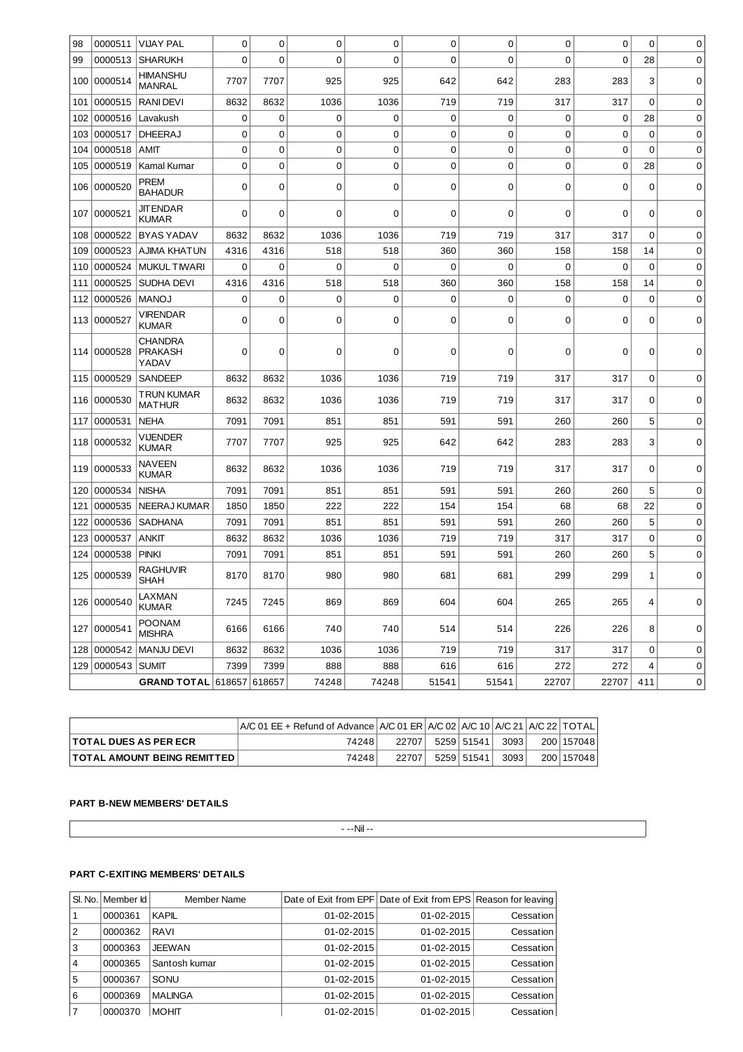| 98 | 0000511 | VIJAY PAL | 0 | 0 | 0 | 0 | 0 | 0 | 0 | 0 | 0 | 0 |
|---|---|---|---|---|---|---|---|---|---|---|---|---|
| 99 | 0000513 | SHARUKH | 0 | 0 | 0 | 0 | 0 | 0 | 0 | 0 | 28 | 0 |
| 100 | 0000514 | HIMANSHU MANRAL | 7707 | 7707 | 925 | 925 | 642 | 642 | 283 | 283 | 3 | 0 |
| 101 | 0000515 | RANI DEVI | 8632 | 8632 | 1036 | 1036 | 719 | 719 | 317 | 317 | 0 | 0 |
| 102 | 0000516 | Lavakush | 0 | 0 | 0 | 0 | 0 | 0 | 0 | 0 | 28 | 0 |
| 103 | 0000517 | DHEERAJ | 0 | 0 | 0 | 0 | 0 | 0 | 0 | 0 | 0 | 0 |
| 104 | 0000518 | AMIT | 0 | 0 | 0 | 0 | 0 | 0 | 0 | 0 | 0 | 0 |
| 105 | 0000519 | Kamal Kumar | 0 | 0 | 0 | 0 | 0 | 0 | 0 | 0 | 28 | 0 |
| 106 | 0000520 | PREM BAHADUR | 0 | 0 | 0 | 0 | 0 | 0 | 0 | 0 | 0 | 0 |
| 107 | 0000521 | JITENDAR KUMAR | 0 | 0 | 0 | 0 | 0 | 0 | 0 | 0 | 0 | 0 |
| 108 | 0000522 | BYAS YADAV | 8632 | 8632 | 1036 | 1036 | 719 | 719 | 317 | 317 | 0 | 0 |
| 109 | 0000523 | AJIMA KHATUN | 4316 | 4316 | 518 | 518 | 360 | 360 | 158 | 158 | 14 | 0 |
| 110 | 0000524 | MUKUL TIWARI | 0 | 0 | 0 | 0 | 0 | 0 | 0 | 0 | 0 | 0 |
| 111 | 0000525 | SUDHA DEVI | 4316 | 4316 | 518 | 518 | 360 | 360 | 158 | 158 | 14 | 0 |
| 112 | 0000526 | MANOJ | 0 | 0 | 0 | 0 | 0 | 0 | 0 | 0 | 0 | 0 |
| 113 | 0000527 | VIRENDAR KUMAR | 0 | 0 | 0 | 0 | 0 | 0 | 0 | 0 | 0 | 0 |
| 114 | 0000528 | CHANDRA PRAKASH YADAV | 0 | 0 | 0 | 0 | 0 | 0 | 0 | 0 | 0 | 0 |
| 115 | 0000529 | SANDEEP | 8632 | 8632 | 1036 | 1036 | 719 | 719 | 317 | 317 | 0 | 0 |
| 116 | 0000530 | TRUN KUMAR MATHUR | 8632 | 8632 | 1036 | 1036 | 719 | 719 | 317 | 317 | 0 | 0 |
| 117 | 0000531 | NEHA | 7091 | 7091 | 851 | 851 | 591 | 591 | 260 | 260 | 5 | 0 |
| 118 | 0000532 | VIJENDER KUMAR | 7707 | 7707 | 925 | 925 | 642 | 642 | 283 | 283 | 3 | 0 |
| 119 | 0000533 | NAVEEN KUMAR | 8632 | 8632 | 1036 | 1036 | 719 | 719 | 317 | 317 | 0 | 0 |
| 120 | 0000534 | NISHA | 7091 | 7091 | 851 | 851 | 591 | 591 | 260 | 260 | 5 | 0 |
| 121 | 0000535 | NEERAJ KUMAR | 1850 | 1850 | 222 | 222 | 154 | 154 | 68 | 68 | 22 | 0 |
| 122 | 0000536 | SADHANA | 7091 | 7091 | 851 | 851 | 591 | 591 | 260 | 260 | 5 | 0 |
| 123 | 0000537 | ANKIT | 8632 | 8632 | 1036 | 1036 | 719 | 719 | 317 | 317 | 0 | 0 |
| 124 | 0000538 | PINKI | 7091 | 7091 | 851 | 851 | 591 | 591 | 260 | 260 | 5 | 0 |
| 125 | 0000539 | RAGHUVIR SHAH | 8170 | 8170 | 980 | 980 | 681 | 681 | 299 | 299 | 1 | 0 |
| 126 | 0000540 | LAXMAN KUMAR | 7245 | 7245 | 869 | 869 | 604 | 604 | 265 | 265 | 4 | 0 |
| 127 | 0000541 | POONAM MISHRA | 6166 | 6166 | 740 | 740 | 514 | 514 | 226 | 226 | 8 | 0 |
| 128 | 0000542 | MANJU DEVI | 8632 | 8632 | 1036 | 1036 | 719 | 719 | 317 | 317 | 0 | 0 |
| 129 | 0000543 | SUMIT | 7399 | 7399 | 888 | 888 | 616 | 616 | 272 | 272 | 4 | 0 |
| | | **GRAND TOTAL** | 618657 | 618657 | 74248 | 74248 | 51541 | 51541 | 22707 | 22707 | 411 | 0 |

| | A/C 01 EE + Refund of Advance | A/C 01 ER | A/C 02 | A/C 10 | A/C 21 | A/C 22 | TOTAL |
|---|---|---|---|---|---|---|---|
| **TOTAL DUES AS PER ECR** | 74248 | 22707 | 5259 | 51541 | 3093 | 200 | 157048 |
| **TOTAL AMOUNT BEING REMITTED** | 74248 | 22707 | 5259 | 51541 | 3093 | 200 | 157048 |

**PART B-NEW MEMBERS' DETAILS**

- --Nil --

**PART C-EXITING MEMBERS' DETAILS**

| Sl. No. | Member Id | Member Name | Date of Exit from EPF | Date of Exit from EPS | Reason for leaving |
|---|---|---|---|---|---|
| 1 | 0000361 | KAPIL | 01-02-2015 | 01-02-2015 | Cessation |
| 2 | 0000362 | RAVI | 01-02-2015 | 01-02-2015 | Cessation |
| 3 | 0000363 | JEEWAN | 01-02-2015 | 01-02-2015 | Cessation |
| 4 | 0000365 | Santosh kumar | 01-02-2015 | 01-02-2015 | Cessation |
| 5 | 0000367 | SONU | 01-02-2015 | 01-02-2015 | Cessation |
| 6 | 0000369 | MALINGA | 01-02-2015 | 01-02-2015 | Cessation |
| 7 | 0000370 | MOHIT | 01-02-2015 | 01-02-2015 | Cessation |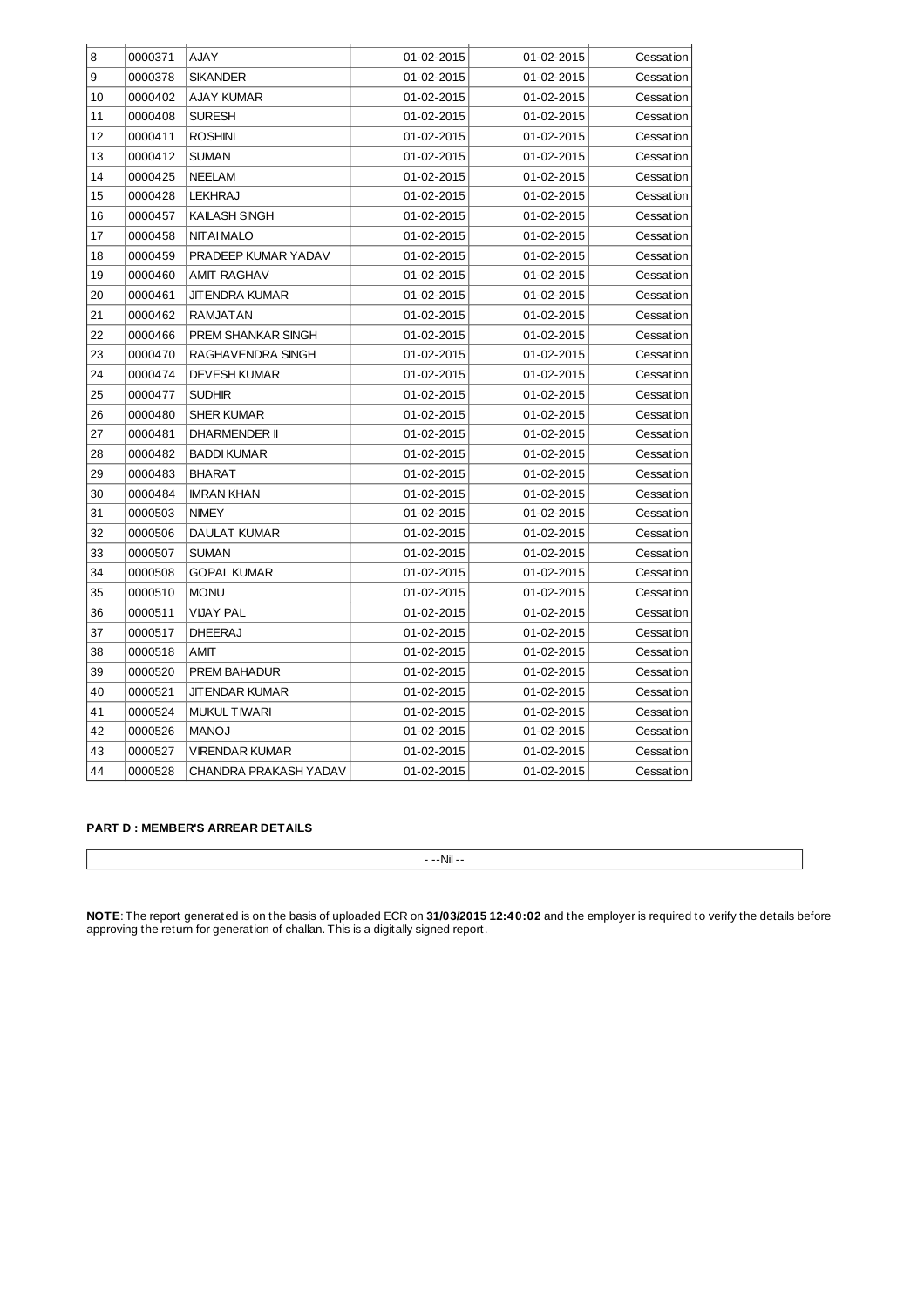| | | | | | |
|---|---|---|---|---|---|
| 8 | 0000371 | AJAY | 01-02-2015 | 01-02-2015 | Cessation |
| 9 | 0000378 | SIKANDER | 01-02-2015 | 01-02-2015 | Cessation |
| 10 | 0000402 | AJAY KUMAR | 01-02-2015 | 01-02-2015 | Cessation |
| 11 | 0000408 | SURESH | 01-02-2015 | 01-02-2015 | Cessation |
| 12 | 0000411 | ROSHINI | 01-02-2015 | 01-02-2015 | Cessation |
| 13 | 0000412 | SUMAN | 01-02-2015 | 01-02-2015 | Cessation |
| 14 | 0000425 | NEELAM | 01-02-2015 | 01-02-2015 | Cessation |
| 15 | 0000428 | LEKHRAJ | 01-02-2015 | 01-02-2015 | Cessation |
| 16 | 0000457 | KAILASH SINGH | 01-02-2015 | 01-02-2015 | Cessation |
| 17 | 0000458 | NITAI MALO | 01-02-2015 | 01-02-2015 | Cessation |
| 18 | 0000459 | PRADEEP KUMAR YADAV | 01-02-2015 | 01-02-2015 | Cessation |
| 19 | 0000460 | AMIT RAGHAV | 01-02-2015 | 01-02-2015 | Cessation |
| 20 | 0000461 | JITENDRA KUMAR | 01-02-2015 | 01-02-2015 | Cessation |
| 21 | 0000462 | RAMJATAN | 01-02-2015 | 01-02-2015 | Cessation |
| 22 | 0000466 | PREM SHANKAR SINGH | 01-02-2015 | 01-02-2015 | Cessation |
| 23 | 0000470 | RAGHAVENDRA SINGH | 01-02-2015 | 01-02-2015 | Cessation |
| 24 | 0000474 | DEVESH KUMAR | 01-02-2015 | 01-02-2015 | Cessation |
| 25 | 0000477 | SUDHIR | 01-02-2015 | 01-02-2015 | Cessation |
| 26 | 0000480 | SHER KUMAR | 01-02-2015 | 01-02-2015 | Cessation |
| 27 | 0000481 | DHARMENDER II | 01-02-2015 | 01-02-2015 | Cessation |
| 28 | 0000482 | BADDI KUMAR | 01-02-2015 | 01-02-2015 | Cessation |
| 29 | 0000483 | BHARAT | 01-02-2015 | 01-02-2015 | Cessation |
| 30 | 0000484 | IMRAN KHAN | 01-02-2015 | 01-02-2015 | Cessation |
| 31 | 0000503 | NIMEY | 01-02-2015 | 01-02-2015 | Cessation |
| 32 | 0000506 | DAULAT KUMAR | 01-02-2015 | 01-02-2015 | Cessation |
| 33 | 0000507 | SUMAN | 01-02-2015 | 01-02-2015 | Cessation |
| 34 | 0000508 | GOPAL KUMAR | 01-02-2015 | 01-02-2015 | Cessation |
| 35 | 0000510 | MONU | 01-02-2015 | 01-02-2015 | Cessation |
| 36 | 0000511 | VIJAY PAL | 01-02-2015 | 01-02-2015 | Cessation |
| 37 | 0000517 | DHEERAJ | 01-02-2015 | 01-02-2015 | Cessation |
| 38 | 0000518 | AMIT | 01-02-2015 | 01-02-2015 | Cessation |
| 39 | 0000520 | PREM BAHADUR | 01-02-2015 | 01-02-2015 | Cessation |
| 40 | 0000521 | JITENDAR KUMAR | 01-02-2015 | 01-02-2015 | Cessation |
| 41 | 0000524 | MUKUL TIWARI | 01-02-2015 | 01-02-2015 | Cessation |
| 42 | 0000526 | MANOJ | 01-02-2015 | 01-02-2015 | Cessation |
| 43 | 0000527 | VIRENDAR KUMAR | 01-02-2015 | 01-02-2015 | Cessation |
| 44 | 0000528 | CHANDRA PRAKASH YADAV | 01-02-2015 | 01-02-2015 | Cessation |

**PART D : MEMBER'S ARREAR DETAILS**

| |
|---|
| ---Nil-- |

**NOTE**: The report generated is on the basis of uploaded ECR on **31/03/2015 12:40:02** and the employer is required to verify the details before approving the return for generation of challan. This is a digitally signed report.